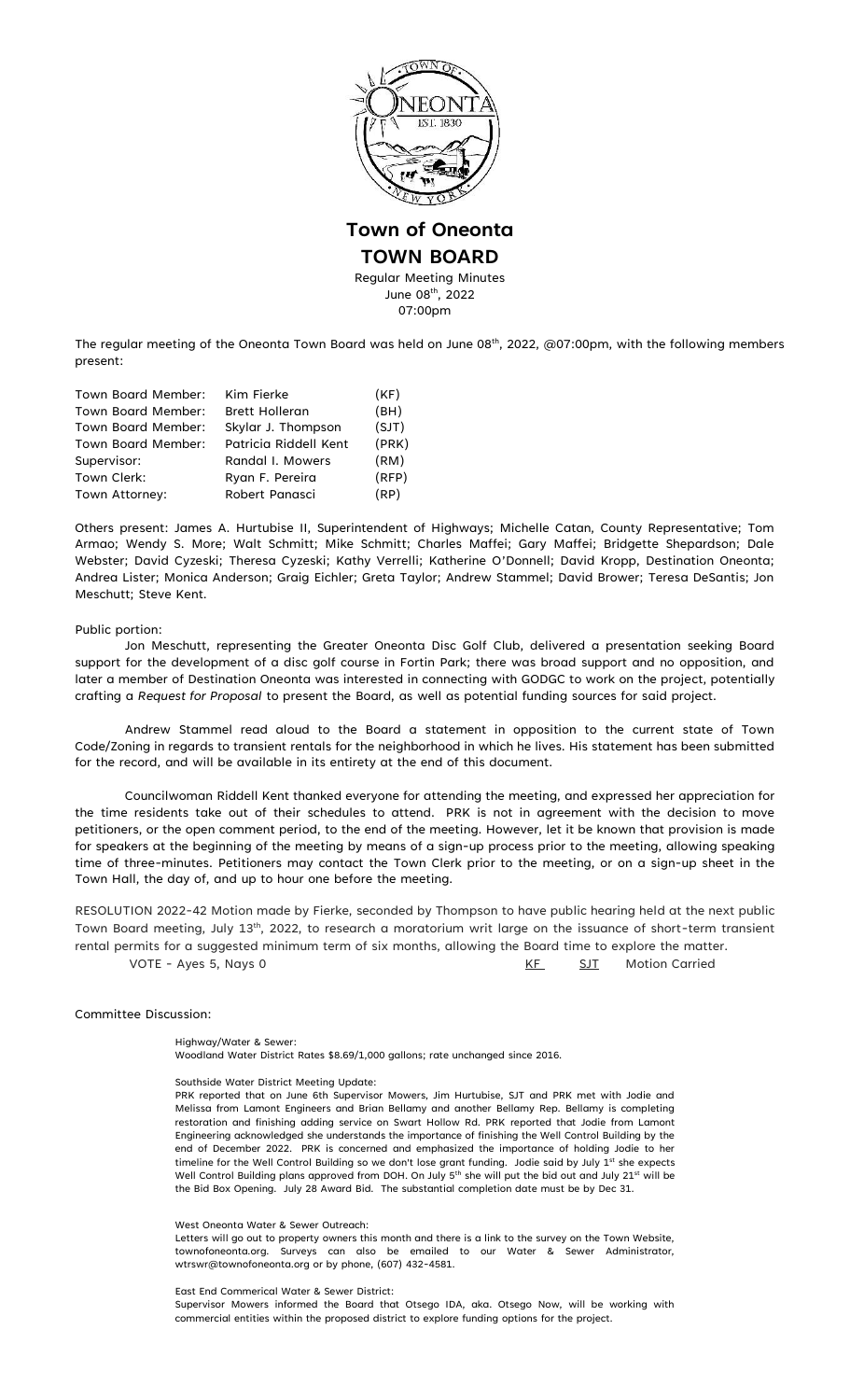# Town of Oneonta

# TOWN BOARD

Regular Meeting Minutes
June 08th, 2022
07:00pm

The regular meeting of the Oneonta Town Board was held on June 08th, 2022, @07:00pm, with the following members present:

| | | |
|---|---|---|
| Town Board Member: | Kim Fierke | (KF) |
| Town Board Member: | Brett Holleran | (BH) |
| Town Board Member: | Skylar J. Thompson | (SJT) |
| Town Board Member: | Patricia Riddell Kent | (PRK) |
| Supervisor: | Randal I. Mowers | (RM) |
| Town Clerk: | Ryan F. Pereira | (RFP) |
| Town Attorney: | Robert Panasci | (RP) |

Others present: James A. Hurtubise II, Superintendent of Highways; Michelle Catan, County Representative; Tom Armao; Wendy S. More; Walt Schmitt; Mike Schmitt; Charles Maffei; Gary Maffei; Bridgette Shepardson; Dale Webster; David Cyzeski; Theresa Cyzeski; Kathy Verrelli; Katherine O'Donnell; David Kropp, Destination Oneonta; Andrea Lister; Monica Anderson; Graig Eichler; Greta Taylor; Andrew Stammel; David Brower; Teresa DeSantis; Jon Meschutt; Steve Kent.

Public portion:

Jon Meschutt, representing the Greater Oneonta Disc Golf Club, delivered a presentation seeking Board support for the development of a disc golf course in Fortin Park; there was broad support and no opposition, and later a member of Destination Oneonta was interested in connecting with GODGC to work on the project, potentially crafting a *Request for Proposal* to present the Board, as well as potential funding sources for said project.

Andrew Stammel read aloud to the Board a statement in opposition to the current state of Town Code/Zoning in regards to transient rentals for the neighborhood in which he lives. His statement has been submitted for the record, and will be available in its entirety at the end of this document.

Councilwoman Riddell Kent thanked everyone for attending the meeting, and expressed her appreciation for the time residents take out of their schedules to attend. PRK is not in agreement with the decision to move petitioners, or the open comment period, to the end of the meeting. However, let it be known that provision is made for speakers at the beginning of the meeting by means of a sign-up process prior to the meeting, allowing speaking time of three-minutes. Petitioners may contact the Town Clerk prior to the meeting, or on a sign-up sheet in the Town Hall, the day of, and up to hour one before the meeting.

RESOLUTION 2022-42 Motion made by Fierke, seconded by Thompson to have public hearing held at the next public Town Board meeting, July 13th, 2022, to research a moratorium writ large on the issuance of short-term transient rental permits for a suggested minimum term of six months, allowing the Board time to explore the matter.

VOTE - Ayes 5, Nays 0 KF SJT Motion Carried

Committee Discussion:

Highway/Water & Sewer:
Woodland Water District Rates $8.69/1,000 gallons; rate unchanged since 2016.

Southside Water District Meeting Update:
PRK reported that on June 6th Supervisor Mowers, Jim Hurtubise, SJT and PRK met with Jodie and Melissa from Lamont Engineers and Brian Bellamy and another Bellamy Rep. Bellamy is completing restoration and finishing adding service on Swart Hollow Rd. PRK reported that Jodie from Lamont Engineering acknowledged she understands the importance of finishing the Well Control Building by the end of December 2022. PRK is concerned and emphasized the importance of holding Jodie to her timeline for the Well Control Building so we don't lose grant funding. Jodie said by July 1st she expects Well Control Building plans approved from DOH. On July 5th she will put the bid out and July 21st will be the Bid Box Opening. July 28 Award Bid. The substantial completion date must be by Dec 31.

West Oneonta Water & Sewer Outreach:
Letters will go out to property owners this month and there is a link to the survey on the Town Website, townofoneonta.org. Surveys can also be emailed to our Water & Sewer Administrator, wtrswr@townofoneonta.org or by phone, (607) 432-4581.

East End Commerical Water & Sewer District:
Supervisor Mowers informed the Board that Otsego IDA, aka. Otsego Now, will be working with commercial entities within the proposed district to explore funding options for the project.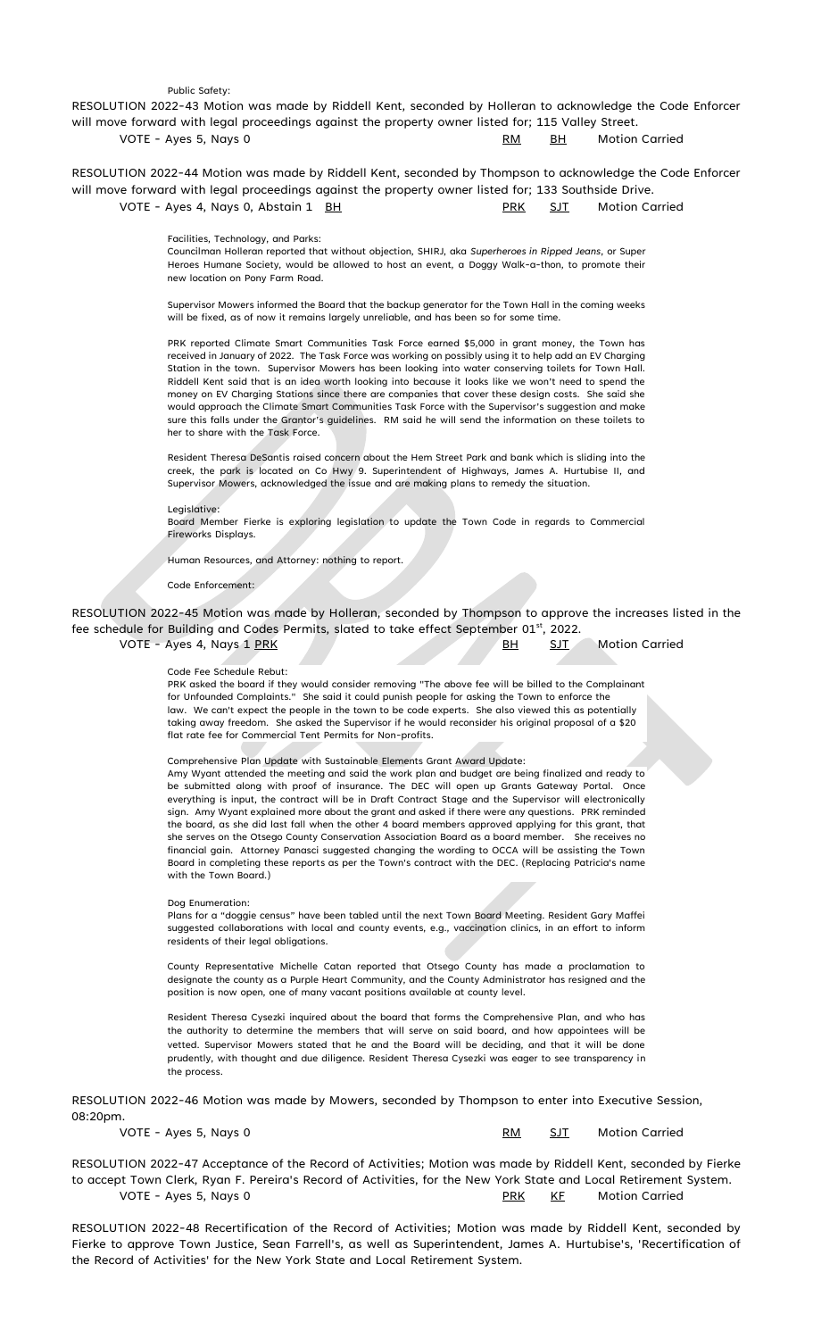Public Safety:

RESOLUTION 2022-43 Motion was made by Riddell Kent, seconded by Holleran to acknowledge the Code Enforcer will move forward with legal proceedings against the property owner listed for; 115 Valley Street.

VOTE - Ayes 5, Nays 0 RM BH Motion Carried

RESOLUTION 2022-44 Motion was made by Riddell Kent, seconded by Thompson to acknowledge the Code Enforcer will move forward with legal proceedings against the property owner listed for; 133 Southside Drive.

VOTE - Ayes 4, Nays 0, Abstain 1 BH PRK SJT Motion Carried

Facilities, Technology, and Parks:

Councilman Holleran reported that without objection, SHIRJ, aka *Superheroes in Ripped Jeans*, or Super Heroes Humane Society, would be allowed to host an event, a Doggy Walk-a-thon, to promote their new location on Pony Farm Road.

Supervisor Mowers informed the Board that the backup generator for the Town Hall in the coming weeks will be fixed, as of now it remains largely unreliable, and has been so for some time.

PRK reported Climate Smart Communities Task Force earned $5,000 in grant money, the Town has received in January of 2022. The Task Force was working on possibly using it to help add an EV Charging Station in the town. Supervisor Mowers has been looking into water conserving toilets for Town Hall. Riddell Kent said that is an idea worth looking into because it looks like we won't need to spend the money on EV Charging Stations since there are companies that cover these design costs. She said she would approach the Climate Smart Communities Task Force with the Supervisor's suggestion and make sure this falls under the Grantor's guidelines. RM said he will send the information on these toilets to her to share with the Task Force.

Resident Theresa DeSantis raised concern about the Hem Street Park and bank which is sliding into the creek, the park is located on Co Hwy 9. Superintendent of Highways, James A. Hurtubise II, and Supervisor Mowers, acknowledged the issue and are making plans to remedy the situation.

Legislative:

Board Member Fierke is exploring legislation to update the Town Code in regards to Commercial Fireworks Displays.

Human Resources, and Attorney: nothing to report.

Code Enforcement:

RESOLUTION 2022-45 Motion was made by Holleran, seconded by Thompson to approve the increases listed in the fee schedule for Building and Codes Permits, slated to take effect September 01st, 2022.

VOTE - Ayes 4, Nays 1 PRK BH SJT Motion Carried

Code Fee Schedule Rebut:

PRK asked the board if they would consider removing "The above fee will be billed to the Complainant for Unfounded Complaints." She said it could punish people for asking the Town to enforce the law. We can't expect the people in the town to be code experts. She also viewed this as potentially taking away freedom. She asked the Supervisor if he would reconsider his original proposal of a $20 flat rate fee for Commercial Tent Permits for Non-profits.

Comprehensive Plan Update with Sustainable Elements Grant Award Update:

Amy Wyant attended the meeting and said the work plan and budget are being finalized and ready to be submitted along with proof of insurance. The DEC will open up Grants Gateway Portal. Once everything is input, the contract will be in Draft Contract Stage and the Supervisor will electronically sign. Amy Wyant explained more about the grant and asked if there were any questions. PRK reminded the board, as she did last fall when the other 4 board members approved applying for this grant, that she serves on the Otsego County Conservation Association Board as a board member. She receives no financial gain. Attorney Panasci suggested changing the wording to OCCA will be assisting the Town Board in completing these reports as per the Town's contract with the DEC. (Replacing Patricia's name with the Town Board.)

Dog Enumeration:

Plans for a "doggie census" have been tabled until the next Town Board Meeting. Resident Gary Maffei suggested collaborations with local and county events, e.g., vaccination clinics, in an effort to inform residents of their legal obligations.

County Representative Michelle Catan reported that Otsego County has made a proclamation to designate the county as a Purple Heart Community, and the County Administrator has resigned and the position is now open, one of many vacant positions available at county level.

Resident Theresa Cysezki inquired about the board that forms the Comprehensive Plan, and who has the authority to determine the members that will serve on said board, and how appointees will be vetted. Supervisor Mowers stated that he and the Board will be deciding, and that it will be done prudently, with thought and due diligence. Resident Theresa Cysezki was eager to see transparency in the process.

RESOLUTION 2022-46 Motion was made by Mowers, seconded by Thompson to enter into Executive Session, 08:20pm.

VOTE - Ayes 5, Nays 0 RM SJT Motion Carried

RESOLUTION 2022-47 Acceptance of the Record of Activities; Motion was made by Riddell Kent, seconded by Fierke to accept Town Clerk, Ryan F. Pereira's Record of Activities, for the New York State and Local Retirement System.

VOTE - Ayes 5, Nays 0 PRK KF Motion Carried

RESOLUTION 2022-48 Recertification of the Record of Activities; Motion was made by Riddell Kent, seconded by Fierke to approve Town Justice, Sean Farrell's, as well as Superintendent, James A. Hurtubise's, 'Recertification of the Record of Activities' for the New York State and Local Retirement System.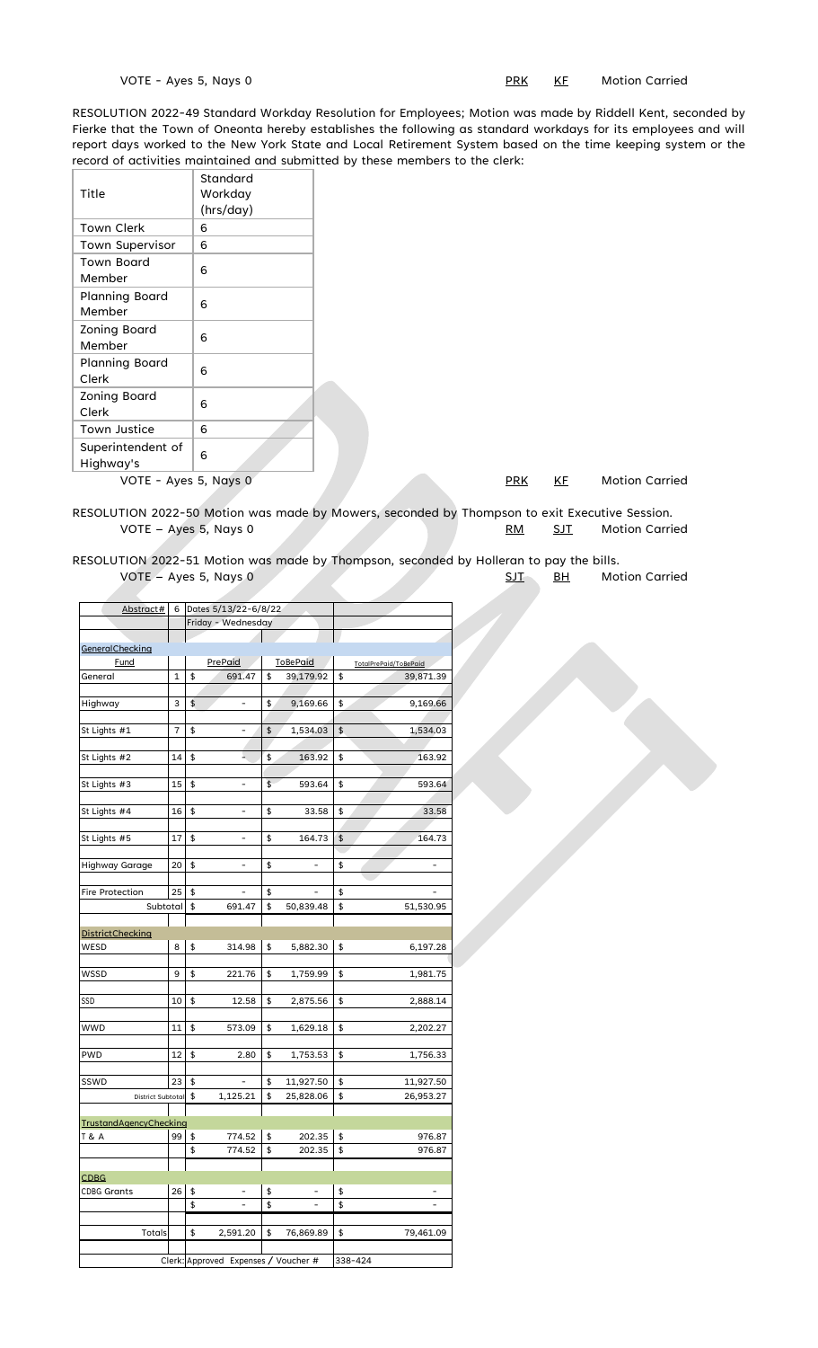VOTE - Ayes 5, Nays 0 PRK KF Motion Carried

RESOLUTION 2022-49 Standard Workday Resolution for Employees; Motion was made by Riddell Kent, seconded by Fierke that the Town of Oneonta hereby establishes the following as standard workdays for its employees and will report days worked to the New York State and Local Retirement System based on the time keeping system or the record of activities maintained and submitted by these members to the clerk:

| Title | Standard Workday (hrs/day) |
|---|---|
| Town Clerk | 6 |
| Town Supervisor | 6 |
| Town Board Member | 6 |
| Planning Board Member | 6 |
| Zoning Board Member | 6 |
| Planning Board Clerk | 6 |
| Zoning Board Clerk | 6 |
| Town Justice | 6 |
| Superintendent of Highway's | 6 |

VOTE - Ayes 5, Nays 0 PRK KF Motion Carried

RESOLUTION 2022-50 Motion was made by Mowers, seconded by Thompson to exit Executive Session.
VOTE – Ayes 5, Nays 0 RM SJT Motion Carried

RESOLUTION 2022-51 Motion was made by Thompson, seconded by Holleran to pay the bills.
VOTE – Ayes 5, Nays 0 SJT BH Motion Carried

| Abstract# | 6 | Dates 5/13/22-6/8/22 | | |
|---|---|---|---|---|
| | | Friday - Wednesday | | |
| GeneralChecking | | | | |
| Fund | | PrePaid | ToBePaid | TotalPrePaid/ToBePaid |
| General | 1 | $ 691.47 | $ 39,179.92 | $ 39,871.39 |
| Highway | 3 | $ - | $ 9,169.66 | $ 9,169.66 |
| St Lights #1 | 7 | $ - | $ 1,534.03 | $ 1,534.03 |
| St Lights #2 | 14 | $ - | $ 163.92 | $ 163.92 |
| St Lights #3 | 15 | $ - | $ 593.64 | $ 593.64 |
| St Lights #4 | 16 | $ - | $ 33.58 | $ 33.58 |
| St Lights #5 | 17 | $ - | $ 164.73 | $ 164.73 |
| Highway Garage | 20 | $ - | $ - | $ - |
| Fire Protection | 25 | $ - | $ - | $ - |
| Subtotal | | $ 691.47 | $ 50,839.48 | $ 51,530.95 |
| DistrictChecking | | | | |
| WESD | 8 | $ 314.98 | $ 5,882.30 | $ 6,197.28 |
| WSSD | 9 | $ 221.76 | $ 1,759.99 | $ 1,981.75 |
| SSD | 10 | $ 12.58 | $ 2,875.56 | $ 2,888.14 |
| WWD | 11 | $ 573.09 | $ 1,629.18 | $ 2,202.27 |
| PWD | 12 | $ 2.80 | $ 1,753.53 | $ 1,756.33 |
| SSWD | 23 | $ - | $ 11,927.50 | $ 11,927.50 |
| District Subtotal | | $ 1,125.21 | $ 25,828.06 | $ 26,953.27 |
| TrustandAgencyChecking | | | | |
| T & A | 99 | $ 774.52 | $ 202.35 | $ 976.87 |
| | | $ 774.52 | $ 202.35 | $ 976.87 |
| CDBG | | | | |
| CDBG Grants | 26 | $ - | $ - | $ - |
| | | $ - | $ - | $ - |
| Totals | | $ 2,591.20 | $ 76,869.89 | $ 79,461.09 |
| Clerk: Approved Expenses / Voucher # | | | | 338-424 |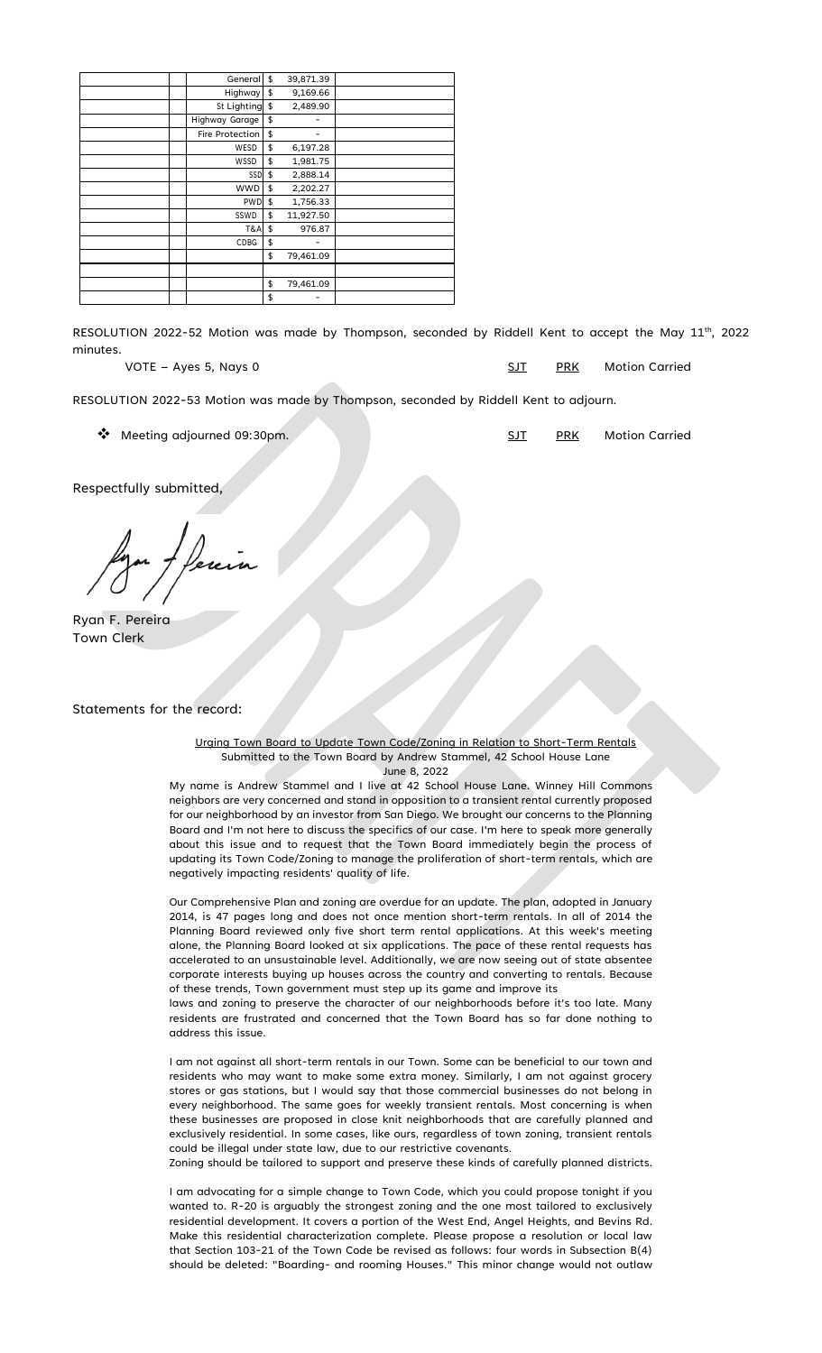| | | | | |
|---|---|---|---|---|
| | | General | $ 39,871.39 | |
| | | Highway | $ 9,169.66 | |
| | | St Lighting | $ 2,489.90 | |
| | | Highway Garage | $ - | |
| | | Fire Protection | $ - | |
| | | WESD | $ 6,197.28 | |
| | | WSSD | $ 1,981.75 | |
| | | SSD | $ 2,888.14 | |
| | | WWD | $ 2,202.27 | |
| | | PWD | $ 1,756.33 | |
| | | SSWD | $ 11,927.50 | |
| | | T&A | $ 976.87 | |
| | | CDBG | $ - | |
| | | | $ 79,461.09 | |
| | | | | |
| | | | $ 79,461.09 | |
| | | | $ - | |

RESOLUTION 2022-52 Motion was made by Thompson, seconded by Riddell Kent to accept the May 11th, 2022 minutes.

VOTE – Ayes 5, Nays 0 SJT PRK Motion Carried

RESOLUTION 2022-53 Motion was made by Thompson, seconded by Riddell Kent to adjourn.

❖ Meeting adjourned 09:30pm. SJT PRK Motion Carried

Respectfully submitted,

Ryan F. Pereira
Town Clerk

Statements for the record:

Urging Town Board to Update Town Code/Zoning in Relation to Short-Term Rentals
Submitted to the Town Board by Andrew Stammel, 42 School House Lane
June 8, 2022

My name is Andrew Stammel and I live at 42 School House Lane. Winney Hill Commons neighbors are very concerned and stand in opposition to a transient rental currently proposed for our neighborhood by an investor from San Diego. We brought our concerns to the Planning Board and I'm not here to discuss the specifics of our case. I'm here to speak more generally about this issue and to request that the Town Board immediately begin the process of updating its Town Code/Zoning to manage the proliferation of short-term rentals, which are negatively impacting residents' quality of life.

Our Comprehensive Plan and zoning are overdue for an update. The plan, adopted in January 2014, is 47 pages long and does not once mention short-term rentals. In all of 2014 the Planning Board reviewed only five short term rental applications. At this week's meeting alone, the Planning Board looked at six applications. The pace of these rental requests has accelerated to an unsustainable level. Additionally, we are now seeing out of state absentee corporate interests buying up houses across the country and converting to rentals. Because of these trends, Town government must step up its game and improve its
laws and zoning to preserve the character of our neighborhoods before it's too late. Many residents are frustrated and concerned that the Town Board has so far done nothing to address this issue.

I am not against all short-term rentals in our Town. Some can be beneficial to our town and residents who may want to make some extra money. Similarly, I am not against grocery stores or gas stations, but I would say that those commercial businesses do not belong in every neighborhood. The same goes for weekly transient rentals. Most concerning is when these businesses are proposed in close knit neighborhoods that are carefully planned and exclusively residential. In some cases, like ours, regardless of town zoning, transient rentals could be illegal under state law, due to our restrictive covenants.
Zoning should be tailored to support and preserve these kinds of carefully planned districts.

I am advocating for a simple change to Town Code, which you could propose tonight if you wanted to. R-20 is arguably the strongest zoning and the one most tailored to exclusively residential development. It covers a portion of the West End, Angel Heights, and Bevins Rd. Make this residential characterization complete. Please propose a resolution or local law that Section 103-21 of the Town Code be revised as follows: four words in Subsection B(4) should be deleted: "Boarding- and rooming Houses." This minor change would not outlaw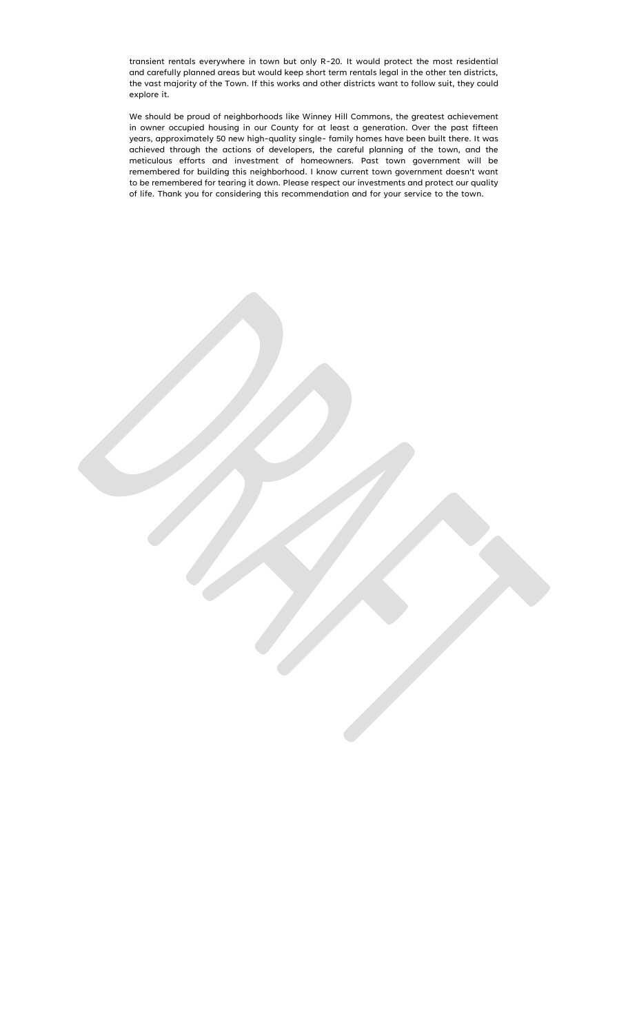transient rentals everywhere in town but only R-20. It would protect the most residential and carefully planned areas but would keep short term rentals legal in the other ten districts, the vast majority of the Town. If this works and other districts want to follow suit, they could explore it.

We should be proud of neighborhoods like Winney Hill Commons, the greatest achievement in owner occupied housing in our County for at least a generation. Over the past fifteen years, approximately 50 new high-quality single- family homes have been built there. It was achieved through the actions of developers, the careful planning of the town, and the meticulous efforts and investment of homeowners. Past town government will be remembered for building this neighborhood. I know current town government doesn't want to be remembered for tearing it down. Please respect our investments and protect our quality of life. Thank you for considering this recommendation and for your service to the town.